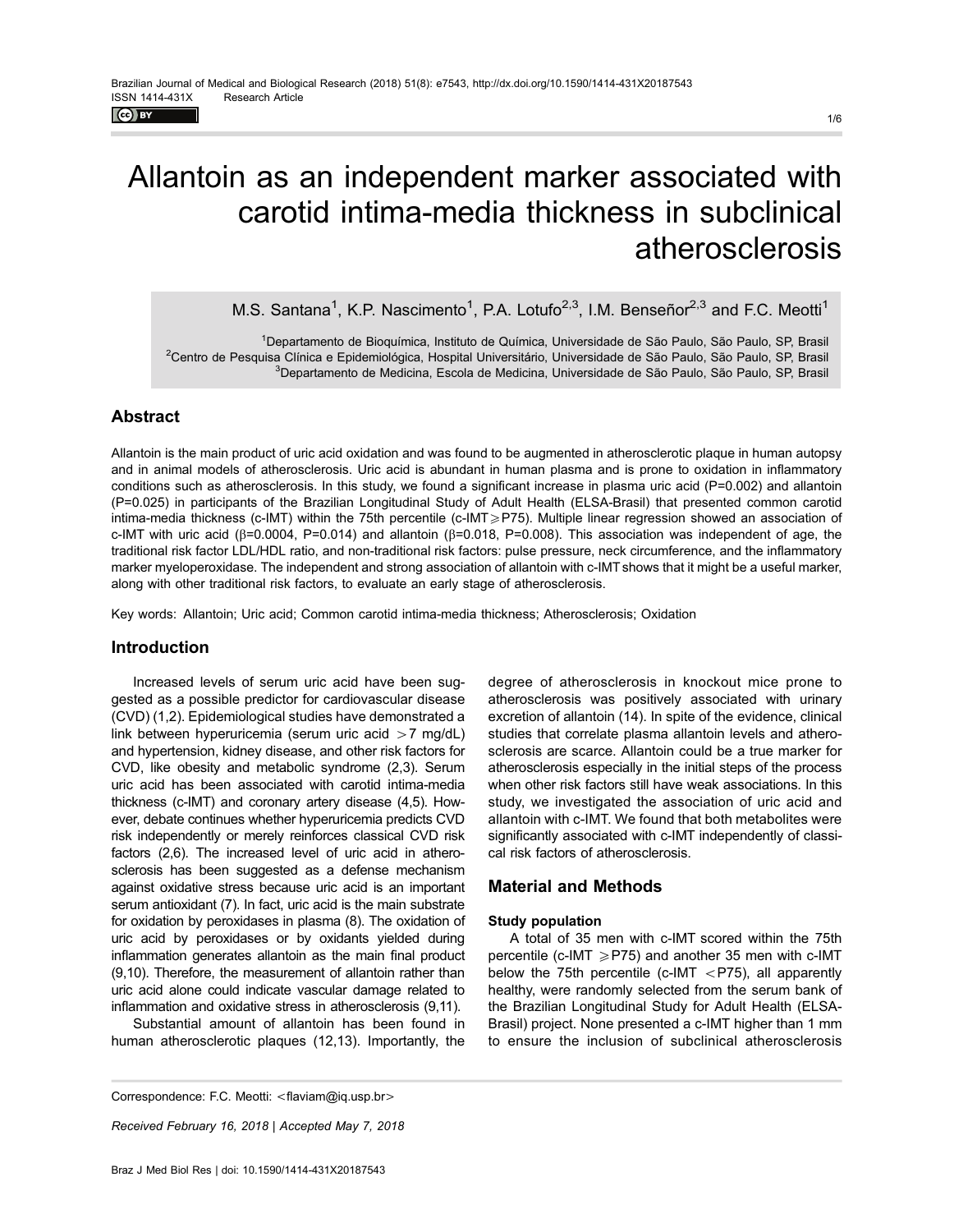# Allantoin as an independent marker associated with carotid intima-media thickness in subclinical atherosclerosis

M.S. Santana[1], K.P. Nascimento[1], P.A. Lotufo[2,3], I.M. Benseñor[2,3] and F.C. Meotti[1]

[1]Departamento de Bioquímica, Instituto de Química, Universidade de São Paulo, São Paulo, SP, Brasil
[2]Centro de Pesquisa Clínica e Epidemiológica, Hospital Universitário, Universidade de São Paulo, São Paulo, SP, Brasil
[3]Departamento de Medicina, Escola de Medicina, Universidade de São Paulo, São Paulo, SP, Brasil

## Abstract

Allantoin is the main product of uric acid oxidation and was found to be augmented in atherosclerotic plaque in human autopsy and in animal models of atherosclerosis. Uric acid is abundant in human plasma and is prone to oxidation in inflammatory conditions such as atherosclerosis. In this study, we found a significant increase in plasma uric acid (P=0.002) and allantoin (P=0.025) in participants of the Brazilian Longitudinal Study of Adult Health (ELSA-Brasil) that presented common carotid intima-media thickness (c-IMT) within the 75th percentile (c-IMT$\geqslant$P75). Multiple linear regression showed an association of c-IMT with uric acid ($\beta$=0.0004, P=0.014) and allantoin ($\beta$=0.018, P=0.008). This association was independent of age, the traditional risk factor LDL/HDL ratio, and non-traditional risk factors: pulse pressure, neck circumference, and the inflammatory marker myeloperoxidase. The independent and strong association of allantoin with c-IMT shows that it might be a useful marker, along with other traditional risk factors, to evaluate an early stage of atherosclerosis.

Key words: Allantoin; Uric acid; Common carotid intima-media thickness; Atherosclerosis; Oxidation

## Introduction

Increased levels of serum uric acid have been suggested as a possible predictor for cardiovascular disease (CVD) (1,2). Epidemiological studies have demonstrated a link between hyperuricemia (serum uric acid $>$7 mg/dL) and hypertension, kidney disease, and other risk factors for CVD, like obesity and metabolic syndrome (2,3). Serum uric acid has been associated with carotid intima-media thickness (c-IMT) and coronary artery disease (4,5). However, debate continues whether hyperuricemia predicts CVD risk independently or merely reinforces classical CVD risk factors (2,6). The increased level of uric acid in atherosclerosis has been suggested as a defense mechanism against oxidative stress because uric acid is an important serum antioxidant (7). In fact, uric acid is the main substrate for oxidation by peroxidases in plasma (8). The oxidation of uric acid by peroxidases or by oxidants yielded during inflammation generates allantoin as the main final product (9,10). Therefore, the measurement of allantoin rather than uric acid alone could indicate vascular damage related to inflammation and oxidative stress in atherosclerosis (9,11).

Substantial amount of allantoin has been found in human atherosclerotic plaques (12,13). Importantly, the degree of atherosclerosis in knockout mice prone to atherosclerosis was positively associated with urinary excretion of allantoin (14). In spite of the evidence, clinical studies that correlate plasma allantoin levels and atherosclerosis are scarce. Allantoin could be a true marker for atherosclerosis especially in the initial steps of the process when other risk factors still have weak associations. In this study, we investigated the association of uric acid and allantoin with c-IMT. We found that both metabolites were significantly associated with c-IMT independently of classical risk factors of atherosclerosis.

## Material and Methods

### Study population

A total of 35 men with c-IMT scored within the 75th percentile (c-IMT $\geqslant$P75) and another 35 men with c-IMT below the 75th percentile (c-IMT $<$P75), all apparently healthy, were randomly selected from the serum bank of the Brazilian Longitudinal Study for Adult Health (ELSA-Brasil) project. None presented a c-IMT higher than 1 mm to ensure the inclusion of subclinical atherosclerosis

Correspondence: F.C. Meotti: <flaviam@iq.usp.br>

*Received February 16, 2018 | Accepted May 7, 2018*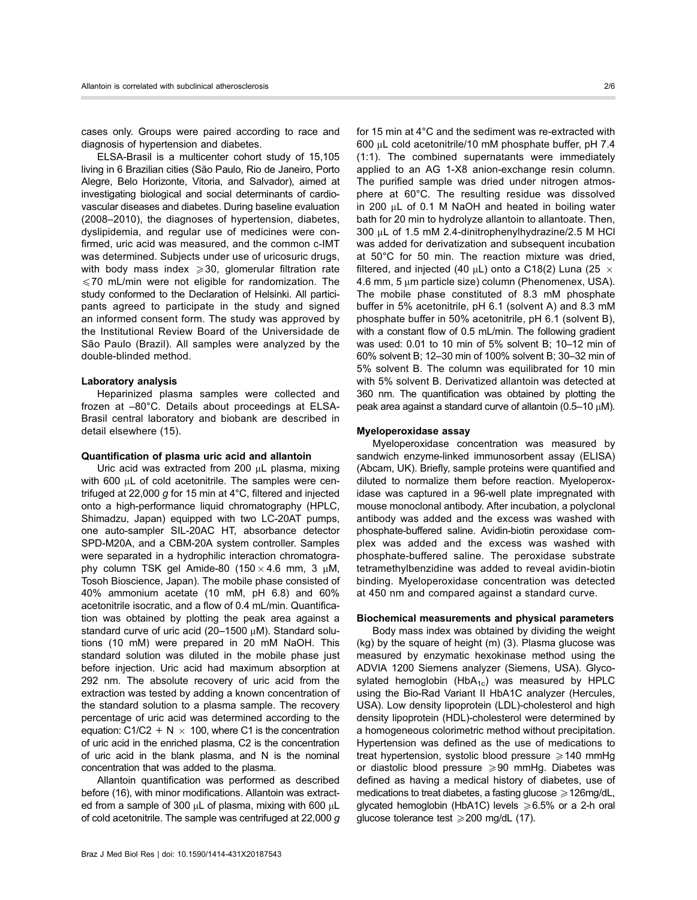cases only. Groups were paired according to race and diagnosis of hypertension and diabetes.

ELSA-Brasil is a multicenter cohort study of 15,105 living in 6 Brazilian cities (São Paulo, Rio de Janeiro, Porto Alegre, Belo Horizonte, Vitoria, and Salvador), aimed at investigating biological and social determinants of cardiovascular diseases and diabetes. During baseline evaluation (2008–2010), the diagnoses of hypertension, diabetes, dyslipidemia, and regular use of medicines were confirmed, uric acid was measured, and the common c-IMT was determined. Subjects under use of uricosuric drugs, with body mass index $\geqslant$30, glomerular filtration rate $\leqslant$70 mL/min were not eligible for randomization. The study conformed to the Declaration of Helsinki. All participants agreed to participate in the study and signed an informed consent form. The study was approved by the Institutional Review Board of the Universidade de São Paulo (Brazil). All samples were analyzed by the double-blinded method.

#### Laboratory analysis

Heparinized plasma samples were collected and frozen at –80°C. Details about proceedings at ELSA-Brasil central laboratory and biobank are described in detail elsewhere (15).

#### Quantification of plasma uric acid and allantoin

Uric acid was extracted from 200 μL plasma, mixing with 600 μL of cold acetonitrile. The samples were centrifuged at 22,000 *g* for 15 min at 4°C, filtered and injected onto a high-performance liquid chromatography (HPLC, Shimadzu, Japan) equipped with two LC-20AT pumps, one auto-sampler SIL-20AC HT, absorbance detector SPD-M20A, and a CBM-20A system controller. Samples were separated in a hydrophilic interaction chromatography column TSK gel Amide-80 (150 × 4.6 mm, 3 μM, Tosoh Bioscience, Japan). The mobile phase consisted of 40% ammonium acetate (10 mM, pH 6.8) and 60% acetonitrile isocratic, and a flow of 0.4 mL/min. Quantification was obtained by plotting the peak area against a standard curve of uric acid (20–1500 μM). Standard solutions (10 mM) were prepared in 20 mM NaOH. This standard solution was diluted in the mobile phase just before injection. Uric acid had maximum absorption at 292 nm. The absolute recovery of uric acid from the extraction was tested by adding a known concentration of the standard solution to a plasma sample. The recovery percentage of uric acid was determined according to the equation: $C1/C2 + N \times 100$, where C1 is the concentration of uric acid in the enriched plasma, C2 is the concentration of uric acid in the blank plasma, and N is the nominal concentration that was added to the plasma.

Allantoin quantification was performed as described before (16), with minor modifications. Allantoin was extracted from a sample of 300 μL of plasma, mixing with 600 μL of cold acetonitrile. The sample was centrifuged at 22,000 *g* for 15 min at 4°C and the sediment was re-extracted with 600 μL cold acetonitrile/10 mM phosphate buffer, pH 7.4 (1:1). The combined supernatants were immediately applied to an AG 1-X8 anion-exchange resin column. The purified sample was dried under nitrogen atmosphere at 60°C. The resulting residue was dissolved in 200 μL of 0.1 M NaOH and heated in boiling water bath for 20 min to hydrolyze allantoin to allantoate. Then, 300 μL of 1.5 mM 2.4-dinitrophenylhydrazine/2.5 M HCl was added for derivatization and subsequent incubation at 50°C for 50 min. The reaction mixture was dried, filtered, and injected (40 μL) onto a C18(2) Luna (25 × 4.6 mm, 5 μm particle size) column (Phenomenex, USA). The mobile phase constituted of 8.3 mM phosphate buffer in 5% acetonitrile, pH 6.1 (solvent A) and 8.3 mM phosphate buffer in 50% acetonitrile, pH 6.1 (solvent B), with a constant flow of 0.5 mL/min. The following gradient was used: 0.01 to 10 min of 5% solvent B; 10–12 min of 60% solvent B; 12–30 min of 100% solvent B; 30–32 min of 5% solvent B. The column was equilibrated for 10 min with 5% solvent B. Derivatized allantoin was detected at 360 nm. The quantification was obtained by plotting the peak area against a standard curve of allantoin (0.5–10 μM).

#### Myeloperoxidase assay

Myeloperoxidase concentration was measured by sandwich enzyme-linked immunosorbent assay (ELISA) (Abcam, UK). Briefly, sample proteins were quantified and diluted to normalize them before reaction. Myeloperoxidase was captured in a 96-well plate impregnated with mouse monoclonal antibody. After incubation, a polyclonal antibody was added and the excess was washed with phosphate-buffered saline. Avidin-biotin peroxidase complex was added and the excess was washed with phosphate-buffered saline. The peroxidase substrate tetramethylbenzidine was added to reveal avidin-biotin binding. Myeloperoxidase concentration was detected at 450 nm and compared against a standard curve.

#### Biochemical measurements and physical parameters

Body mass index was obtained by dividing the weight (kg) by the square of height (m) (3). Plasma glucose was measured by enzymatic hexokinase method using the ADVIA 1200 Siemens analyzer (Siemens, USA). Glycosylated hemoglobin ($HbA_{1c}$) was measured by HPLC using the Bio-Rad Variant II HbA1C analyzer (Hercules, USA). Low density lipoprotein (LDL)-cholesterol and high density lipoprotein (HDL)-cholesterol were determined by a homogeneous colorimetric method without precipitation. Hypertension was defined as the use of medications to treat hypertension, systolic blood pressure $\geqslant$140 mmHg or diastolic blood pressure $\geqslant$90 mmHg. Diabetes was defined as having a medical history of diabetes, use of medications to treat diabetes, a fasting glucose $\geqslant$126mg/dL, glycated hemoglobin (HbA1C) levels $\geqslant$6.5% or a 2-h oral glucose tolerance test $\geqslant$200 mg/dL (17).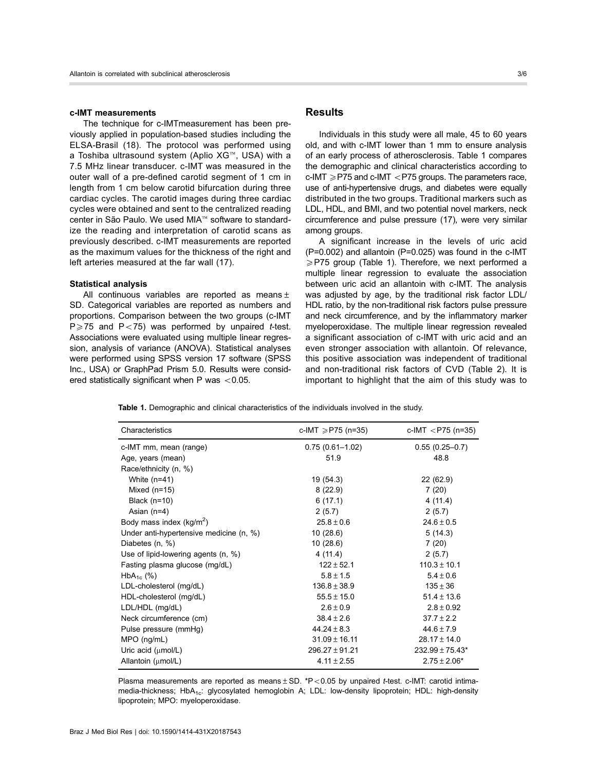#### c-IMT measurements

The technique for c-IMTmeasurement has been previously applied in population-based studies including the ELSA-Brasil (18). The protocol was performed using a Toshiba ultrasound system (Aplio XG™, USA) with a 7.5 MHz linear transducer. c-IMT was measured in the outer wall of a pre-defined carotid segment of 1 cm in length from 1 cm below carotid bifurcation during three cardiac cycles. The carotid images during three cardiac cycles were obtained and sent to the centralized reading center in São Paulo. We used MIA™ software to standardize the reading and interpretation of carotid scans as previously described. c-IMT measurements are reported as the maximum values for the thickness of the right and left arteries measured at the far wall (17).

#### Statistical analysis

All continuous variables are reported as means ± SD. Categorical variables are reported as numbers and proportions. Comparison between the two groups (c-IMT $P \geqslant 75$ and $P < 75$) was performed by unpaired *t*-test. Associations were evaluated using multiple linear regression, analysis of variance (ANOVA). Statistical analyses were performed using SPSS version 17 software (SPSS Inc., USA) or GraphPad Prism 5.0. Results were considered statistically significant when P was $< 0.05$.

## Results

Individuals in this study were all male, 45 to 60 years old, and with c-IMT lower than 1 mm to ensure analysis of an early process of atherosclerosis. Table 1 compares the demographic and clinical characteristics according to c-IMT $\geqslant$P75 and c-IMT $<$P75 groups. The parameters race, use of anti-hypertensive drugs, and diabetes were equally distributed in the two groups. Traditional markers such as LDL, HDL, and BMI, and two potential novel markers, neck circumference and pulse pressure (17), were very similar among groups.

A significant increase in the levels of uric acid (P=0.002) and allantoin (P=0.025) was found in the c-IMT $\geqslant$P75 group (Table 1). Therefore, we next performed a multiple linear regression to evaluate the association between uric acid an allantoin with c-IMT. The analysis was adjusted by age, by the traditional risk factor LDL/HDL ratio, by the non-traditional risk factors pulse pressure and neck circumference, and by the inflammatory marker myeloperoxidase. The multiple linear regression revealed a significant association of c-IMT with uric acid and an even stronger association with allantoin. Of relevance, this positive association was independent of traditional and non-traditional risk factors of CVD (Table 2). It is important to highlight that the aim of this study was to

**Table 1.** Demographic and clinical characteristics of the individuals involved in the study.

| Characteristics | c-IMT $\geqslant$P75 (n=35) | c-IMT $<$P75 (n=35) |
|---|---|---|
| c-IMT mm, mean (range) | 0.75 (0.61–1.02) | 0.55 (0.25–0.7) |
| Age, years (mean) | 51.9 | 48.8 |
| Race/ethnicity (n, %) | | |
| White (n=41) | 19 (54.3) | 22 (62.9) |
| Mixed (n=15) | 8 (22.9) | 7 (20) |
| Black (n=10) | 6 (17.1) | 4 (11.4) |
| Asian (n=4) | 2 (5.7) | 2 (5.7) |
| Body mass index (kg/m$^2$) | 25.8 ± 0.6 | 24.6 ± 0.5 |
| Under anti-hypertensive medicine (n, %) | 10 (28.6) | 5 (14.3) |
| Diabetes (n, %) | 10 (28.6) | 7 (20) |
| Use of lipid-lowering agents (n, %) | 4 (11.4) | 2 (5.7) |
| Fasting plasma glucose (mg/dL) | 122 ± 52.1 | 110.3 ± 10.1 |
| $HbA_{1c}$ (%) | 5.8 ± 1.5 | 5.4 ± 0.6 |
| LDL-cholesterol (mg/dL) | 136.8 ± 38.9 | 135 ± 36 |
| HDL-cholesterol (mg/dL) | 55.5 ± 15.0 | 51.4 ± 13.6 |
| LDL/HDL (mg/dL) | 2.6 ± 0.9 | 2.8 ± 0.92 |
| Neck circumference (cm) | 38.4 ± 2.6 | 37.7 ± 2.2 |
| Pulse pressure (mmHg) | 44.24 ± 8.3 | 44.6 ± 7.9 |
| MPO (ng/mL) | 31.09 ± 16.11 | 28.17 ± 14.0 |
| Uric acid (μmol/L) | 296.27 ± 91.21 | 232.99 ± 75.43* |
| Allantoin (μmol/L) | 4.11 ± 2.55 | 2.75 ± 2.06* |

Plasma measurements are reported as means ± SD. *$P < 0.05$ by unpaired *t*-test. c-IMT: carotid intima-media-thickness; $HbA_{1c}$: glycosylated hemoglobin A; LDL: low-density lipoprotein; HDL: high-density lipoprotein; MPO: myeloperoxidase.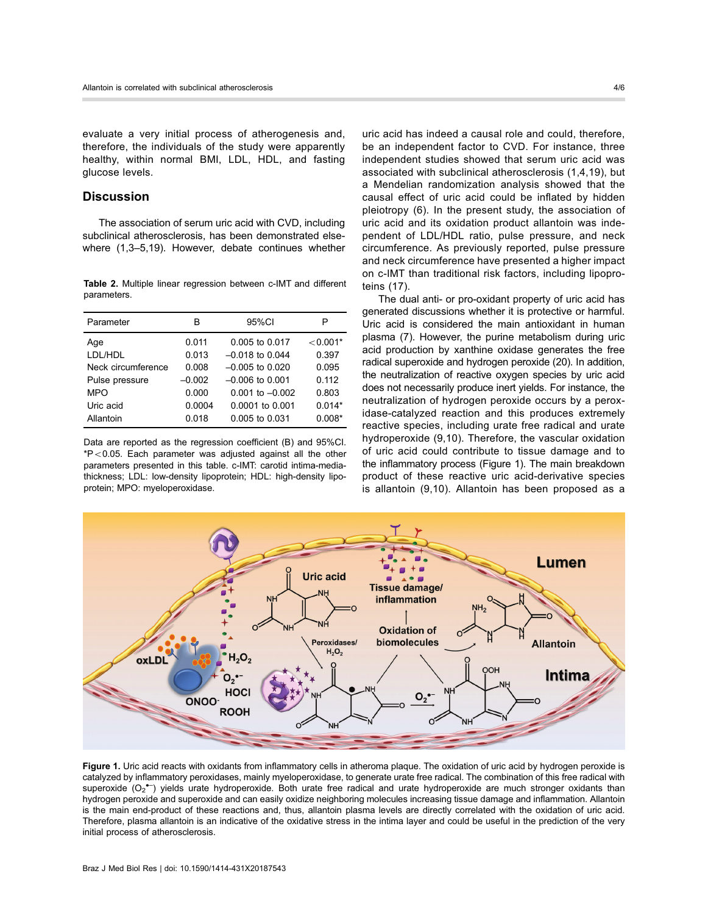evaluate a very initial process of atherogenesis and, therefore, the individuals of the study were apparently healthy, within normal BMI, LDL, HDL, and fasting glucose levels.

## Discussion

The association of serum uric acid with CVD, including subclinical atherosclerosis, has been demonstrated elsewhere (1,3–5,19). However, debate continues whether uric acid has indeed a causal role and could, therefore, be an independent factor to CVD. For instance, three independent studies showed that serum uric acid was associated with subclinical atherosclerosis (1,4,19), but a Mendelian randomization analysis showed that the causal effect of uric acid could be inflated by hidden pleiotropy (6). In the present study, the association of uric acid and its oxidation product allantoin was independent of LDL/HDL ratio, pulse pressure, and neck circumference. As previously reported, pulse pressure and neck circumference have presented a higher impact on c-IMT than traditional risk factors, including lipoproteins (17).

**Table 2.** Multiple linear regression between c-IMT and different parameters.

| Parameter | B | 95%CI | P |
|---|---|---|---|
| Age | 0.011 | 0.005 to 0.017 | <0.001* |
| LDL/HDL | 0.013 | –0.018 to 0.044 | 0.397 |
| Neck circumference | 0.008 | –0.005 to 0.020 | 0.095 |
| Pulse pressure | –0.002 | –0.006 to 0.001 | 0.112 |
| MPO | 0.000 | 0.001 to –0.002 | 0.803 |
| Uric acid | 0.0004 | 0.0001 to 0.001 | 0.014* |
| Allantoin | 0.018 | 0.005 to 0.031 | 0.008* |

Data are reported as the regression coefficient (B) and 95%CI. *P<0.05. Each parameter was adjusted against all the other parameters presented in this table. c-IMT: carotid intima-media-thickness; LDL: low-density lipoprotein; HDL: high-density lipoprotein; MPO: myeloperoxidase.

The dual anti- or pro-oxidant property of uric acid has generated discussions whether it is protective or harmful. Uric acid is considered the main antioxidant in human plasma (7). However, the purine metabolism during uric acid production by xanthine oxidase generates the free radical superoxide and hydrogen peroxide (20). In addition, the neutralization of reactive oxygen species by uric acid does not necessarily produce inert yields. For instance, the neutralization of hydrogen peroxide occurs by a peroxidase-catalyzed reaction and this produces extremely reactive species, including urate free radical and urate hydroperoxide (9,10). Therefore, the vascular oxidation of uric acid could contribute to tissue damage and to the inflammatory process (Figure 1). The main breakdown product of these reactive uric acid-derivative species is allantoin (9,10). Allantoin has been proposed as a

**Figure 1.** Uric acid reacts with oxidants from inflammatory cells in atheroma plaque. The oxidation of uric acid by hydrogen peroxide is catalyzed by inflammatory peroxidases, mainly myeloperoxidase, to generate urate free radical. The combination of this free radical with superoxide ($O_2^{\bullet-}$) yields urate hydroperoxide. Both urate free radical and urate hydroperoxide are much stronger oxidants than hydrogen peroxide and superoxide and can easily oxidize neighboring molecules increasing tissue damage and inflammation. Allantoin is the main end-product of these reactions and, thus, allantoin plasma levels are directly correlated with the oxidation of uric acid. Therefore, plasma allantoin is an indicative of the oxidative stress in the intima layer and could be useful in the prediction of the very initial process of atherosclerosis.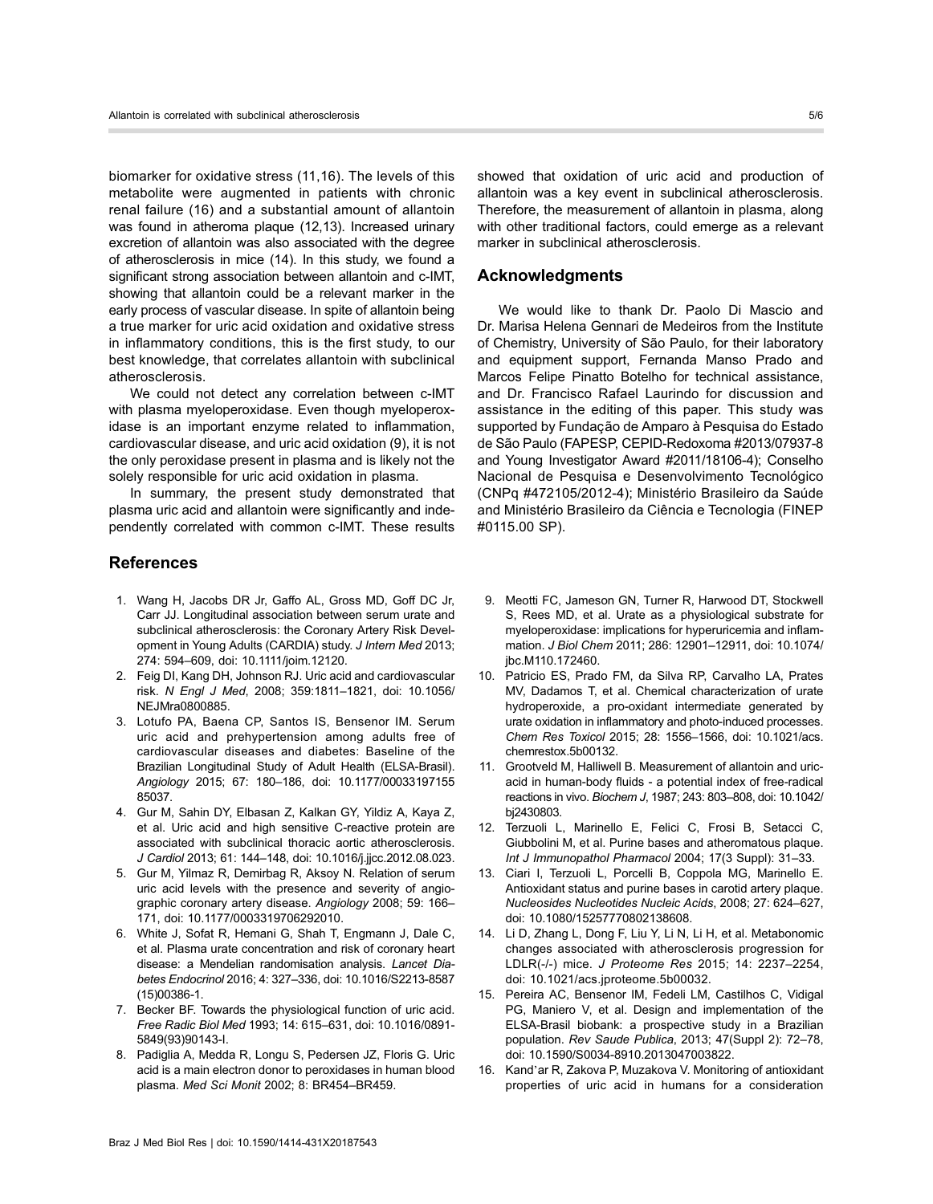biomarker for oxidative stress (11,16). The levels of this metabolite were augmented in patients with chronic renal failure (16) and a substantial amount of allantoin was found in atheroma plaque (12,13). Increased urinary excretion of allantoin was also associated with the degree of atherosclerosis in mice (14). In this study, we found a significant strong association between allantoin and c-IMT, showing that allantoin could be a relevant marker in the early process of vascular disease. In spite of allantoin being a true marker for uric acid oxidation and oxidative stress in inflammatory conditions, this is the first study, to our best knowledge, that correlates allantoin with subclinical atherosclerosis.

We could not detect any correlation between c-IMT with plasma myeloperoxidase. Even though myeloperoxidase is an important enzyme related to inflammation, cardiovascular disease, and uric acid oxidation (9), it is not the only peroxidase present in plasma and is likely not the solely responsible for uric acid oxidation in plasma.

In summary, the present study demonstrated that plasma uric acid and allantoin were significantly and independently correlated with common c-IMT. These results showed that oxidation of uric acid and production of allantoin was a key event in subclinical atherosclerosis. Therefore, the measurement of allantoin in plasma, along with other traditional factors, could emerge as a relevant marker in subclinical atherosclerosis.

## Acknowledgments

We would like to thank Dr. Paolo Di Mascio and Dr. Marisa Helena Gennari de Medeiros from the Institute of Chemistry, University of São Paulo, for their laboratory and equipment support, Fernanda Manso Prado and Marcos Felipe Pinatto Botelho for technical assistance, and Dr. Francisco Rafael Laurindo for discussion and assistance in the editing of this paper. This study was supported by Fundação de Amparo à Pesquisa do Estado de São Paulo (FAPESP, CEPID-Redoxoma #2013/07937-8 and Young Investigator Award #2011/18106-4); Conselho Nacional de Pesquisa e Desenvolvimento Tecnológico (CNPq #472105/2012-4); Ministério Brasileiro da Saúde and Ministério Brasileiro da Ciência e Tecnologia (FINEP #0115.00 SP).

## References

1. Wang H, Jacobs DR Jr, Gaffo AL, Gross MD, Goff DC Jr, Carr JJ. Longitudinal association between serum urate and subclinical atherosclerosis: the Coronary Artery Risk Development in Young Adults (CARDIA) study. *J Intern Med* 2013; 274: 594–609, doi: 10.1111/joim.12120.
2. Feig DI, Kang DH, Johnson RJ. Uric acid and cardiovascular risk. *N Engl J Med*, 2008; 359:1811–1821, doi: 10.1056/NEJMra0800885.
3. Lotufo PA, Baena CP, Santos IS, Bensenor IM. Serum uric acid and prehypertension among adults free of cardiovascular diseases and diabetes: Baseline of the Brazilian Longitudinal Study of Adult Health (ELSA-Brasil). *Angiology* 2015; 67: 180–186, doi: 10.1177/0003319715585037.
4. Gur M, Sahin DY, Elbasan Z, Kalkan GY, Yildiz A, Kaya Z, et al. Uric acid and high sensitive C-reactive protein are associated with subclinical thoracic aortic atherosclerosis. *J Cardiol* 2013; 61: 144–148, doi: 10.1016/j.jjcc.2012.08.023.
5. Gur M, Yilmaz R, Demirbag R, Aksoy N. Relation of serum uric acid levels with the presence and severity of angiographic coronary artery disease. *Angiology* 2008; 59: 166–171, doi: 10.1177/0003319706292010.
6. White J, Sofat R, Hemani G, Shah T, Engmann J, Dale C, et al. Plasma urate concentration and risk of coronary heart disease: a Mendelian randomisation analysis. *Lancet Diabetes Endocrinol* 2016; 4: 327–336, doi: 10.1016/S2213-8587(15)00386-1.
7. Becker BF. Towards the physiological function of uric acid. *Free Radic Biol Med* 1993; 14: 615–631, doi: 10.1016/0891-5849(93)90143-I.
8. Padiglia A, Medda R, Longu S, Pedersen JZ, Floris G. Uric acid is a main electron donor to peroxidases in human blood plasma. *Med Sci Monit* 2002; 8: BR454–BR459.
9. Meotti FC, Jameson GN, Turner R, Harwood DT, Stockwell S, Rees MD, et al. Urate as a physiological substrate for myeloperoxidase: implications for hyperuricemia and inflammation. *J Biol Chem* 2011; 286: 12901–12911, doi: 10.1074/jbc.M110.172460.
10. Patricio ES, Prado FM, da Silva RP, Carvalho LA, Prates MV, Dadamos T, et al. Chemical characterization of urate hydroperoxide, a pro-oxidant intermediate generated by urate oxidation in inflammatory and photo-induced processes. *Chem Res Toxicol* 2015; 28: 1556–1566, doi: 10.1021/acs.chemrestox.5b00132.
11. Grootveld M, Halliwell B. Measurement of allantoin and uric-acid in human-body fluids - a potential index of free-radical reactions in vivo. *Biochem J*, 1987; 243: 803–808, doi: 10.1042/bj2430803.
12. Terzuoli L, Marinello E, Felici C, Frosi B, Setacci C, Giubbolini M, et al. Purine bases and atheromatous plaque. *Int J Immunopathol Pharmacol* 2004; 17(3 Suppl): 31–33.
13. Ciari I, Terzuoli L, Porcelli B, Coppola MG, Marinello E. Antioxidant status and purine bases in carotid artery plaque. *Nucleosides Nucleotides Nucleic Acids*, 2008; 27: 624–627, doi: 10.1080/15257770802138608.
14. Li D, Zhang L, Dong F, Liu Y, Li N, Li H, et al. Metabonomic changes associated with atherosclerosis progression for LDLR(-/-) mice. *J Proteome Res* 2015; 14: 2237–2254, doi: 10.1021/acs.jproteome.5b00032.
15. Pereira AC, Bensenor IM, Fedeli LM, Castilhos C, Vidigal PG, Maniero V, et al. Design and implementation of the ELSA-Brasil biobank: a prospective study in a Brazilian population. *Rev Saude Publica*, 2013; 47(Suppl 2): 72–78, doi: 10.1590/S0034-8910.2013047003822.
16. Kand'ar R, Zakova P, Muzakova V. Monitoring of antioxidant properties of uric acid in humans for a consideration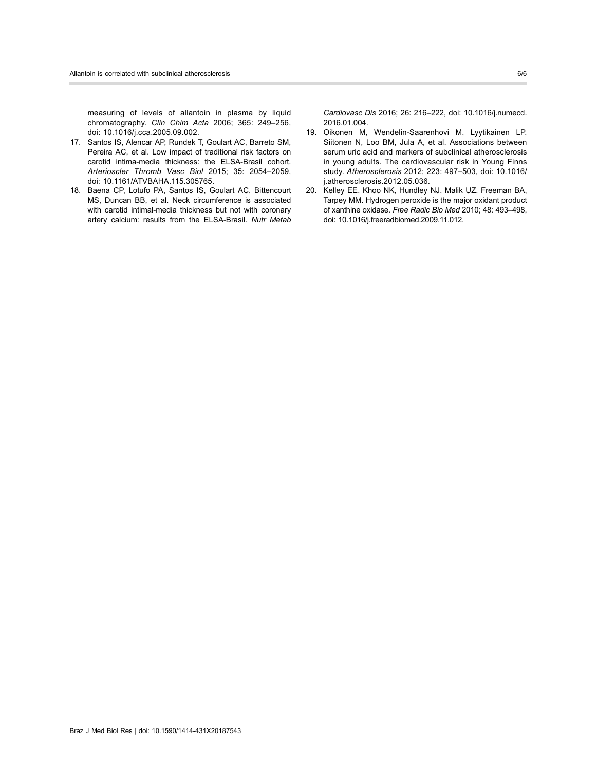measuring of levels of allantoin in plasma by liquid chromatography. *Clin Chim Acta* 2006; 365: 249–256, doi: 10.1016/j.cca.2005.09.002.

17. Santos IS, Alencar AP, Rundek T, Goulart AC, Barreto SM, Pereira AC, et al. Low impact of traditional risk factors on carotid intima-media thickness: the ELSA-Brasil cohort. *Arterioscler Thromb Vasc Biol* 2015; 35: 2054–2059, doi: 10.1161/ATVBAHA.115.305765.
18. Baena CP, Lotufo PA, Santos IS, Goulart AC, Bittencourt MS, Duncan BB, et al. Neck circumference is associated with carotid intimal-media thickness but not with coronary artery calcium: results from the ELSA-Brasil. *Nutr Metab Cardiovasc Dis* 2016; 26: 216–222, doi: 10.1016/j.numecd.2016.01.004.
19. Oikonen M, Wendelin-Saarenhovi M, Lyytikainen LP, Siitonen N, Loo BM, Jula A, et al. Associations between serum uric acid and markers of subclinical atherosclerosis in young adults. The cardiovascular risk in Young Finns study. *Atherosclerosis* 2012; 223: 497–503, doi: 10.1016/j.atherosclerosis.2012.05.036.
20. Kelley EE, Khoo NK, Hundley NJ, Malik UZ, Freeman BA, Tarpey MM. Hydrogen peroxide is the major oxidant product of xanthine oxidase. *Free Radic Bio Med* 2010; 48: 493–498, doi: 10.1016/j.freeradbiomed.2009.11.012.